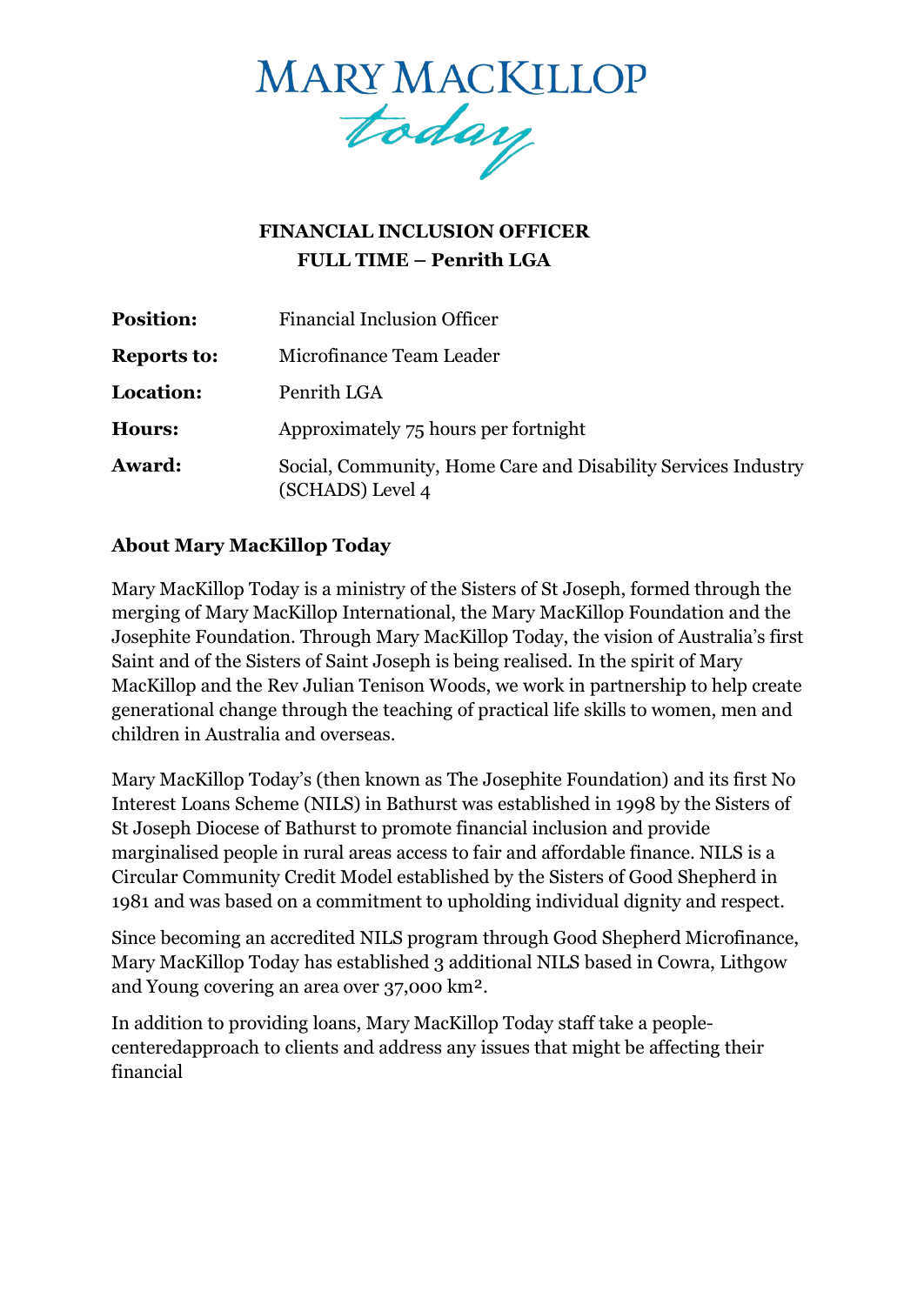MARY MACKILLOP *today*

**FINANCIAL INCLUSION OFFICER**
**FULL TIME – Penrith LGA**

| | |
|---|---|
| **Position:** | Financial Inclusion Officer |
| **Reports to:** | Microfinance Team Leader |
| **Location:** | Penrith LGA |
| **Hours:** | Approximately 75 hours per fortnight |
| **Award:** | Social, Community, Home Care and Disability Services Industry (SCHADS) Level 4 |

## About Mary MacKillop Today

Mary MacKillop Today is a ministry of the Sisters of St Joseph, formed through the merging of Mary MacKillop International, the Mary MacKillop Foundation and the Josephite Foundation. Through Mary MacKillop Today, the vision of Australia's first Saint and of the Sisters of Saint Joseph is being realised. In the spirit of Mary MacKillop and the Rev Julian Tenison Woods, we work in partnership to help create generational change through the teaching of practical life skills to women, men and children in Australia and overseas.

Mary MacKillop Today's (then known as The Josephite Foundation) and its first No Interest Loans Scheme (NILS) in Bathurst was established in 1998 by the Sisters of St Joseph Diocese of Bathurst to promote financial inclusion and provide marginalised people in rural areas access to fair and affordable finance. NILS is a Circular Community Credit Model established by the Sisters of Good Shepherd in 1981 and was based on a commitment to upholding individual dignity and respect.

Since becoming an accredited NILS program through Good Shepherd Microfinance, Mary MacKillop Today has established 3 additional NILS based in Cowra, Lithgow and Young covering an area over 37,000 km².

In addition to providing loans, Mary MacKillop Today staff take a people-centeredapproach to clients and address any issues that might be affecting their financial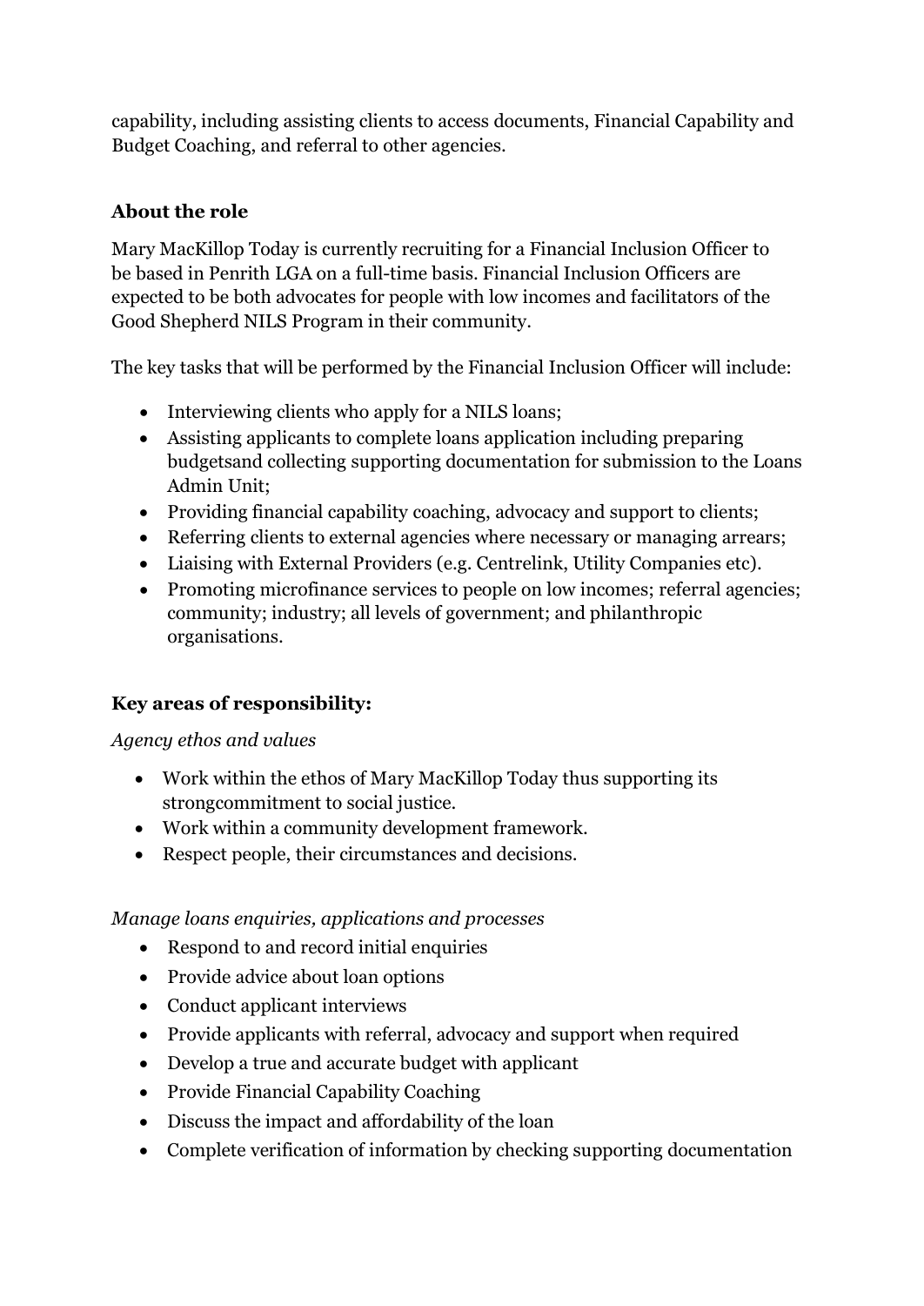capability, including assisting clients to access documents, Financial Capability and Budget Coaching, and referral to other agencies.

**About the role**

Mary MacKillop Today is currently recruiting for a Financial Inclusion Officer to be based in Penrith LGA on a full-time basis. Financial Inclusion Officers are expected to be both advocates for people with low incomes and facilitators of the Good Shepherd NILS Program in their community.

The key tasks that will be performed by the Financial Inclusion Officer will include:

- Interviewing clients who apply for a NILS loans;
- Assisting applicants to complete loans application including preparing budgetsand collecting supporting documentation for submission to the Loans Admin Unit;
- Providing financial capability coaching, advocacy and support to clients;
- Referring clients to external agencies where necessary or managing arrears;
- Liaising with External Providers (e.g. Centrelink, Utility Companies etc).
- Promoting microfinance services to people on low incomes; referral agencies; community; industry; all levels of government; and philanthropic organisations.

**Key areas of responsibility:**

*Agency ethos and values*

- Work within the ethos of Mary MacKillop Today thus supporting its strongcommitment to social justice.
- Work within a community development framework.
- Respect people, their circumstances and decisions.

*Manage loans enquiries, applications and processes*

- Respond to and record initial enquiries
- Provide advice about loan options
- Conduct applicant interviews
- Provide applicants with referral, advocacy and support when required
- Develop a true and accurate budget with applicant
- Provide Financial Capability Coaching
- Discuss the impact and affordability of the loan
- Complete verification of information by checking supporting documentation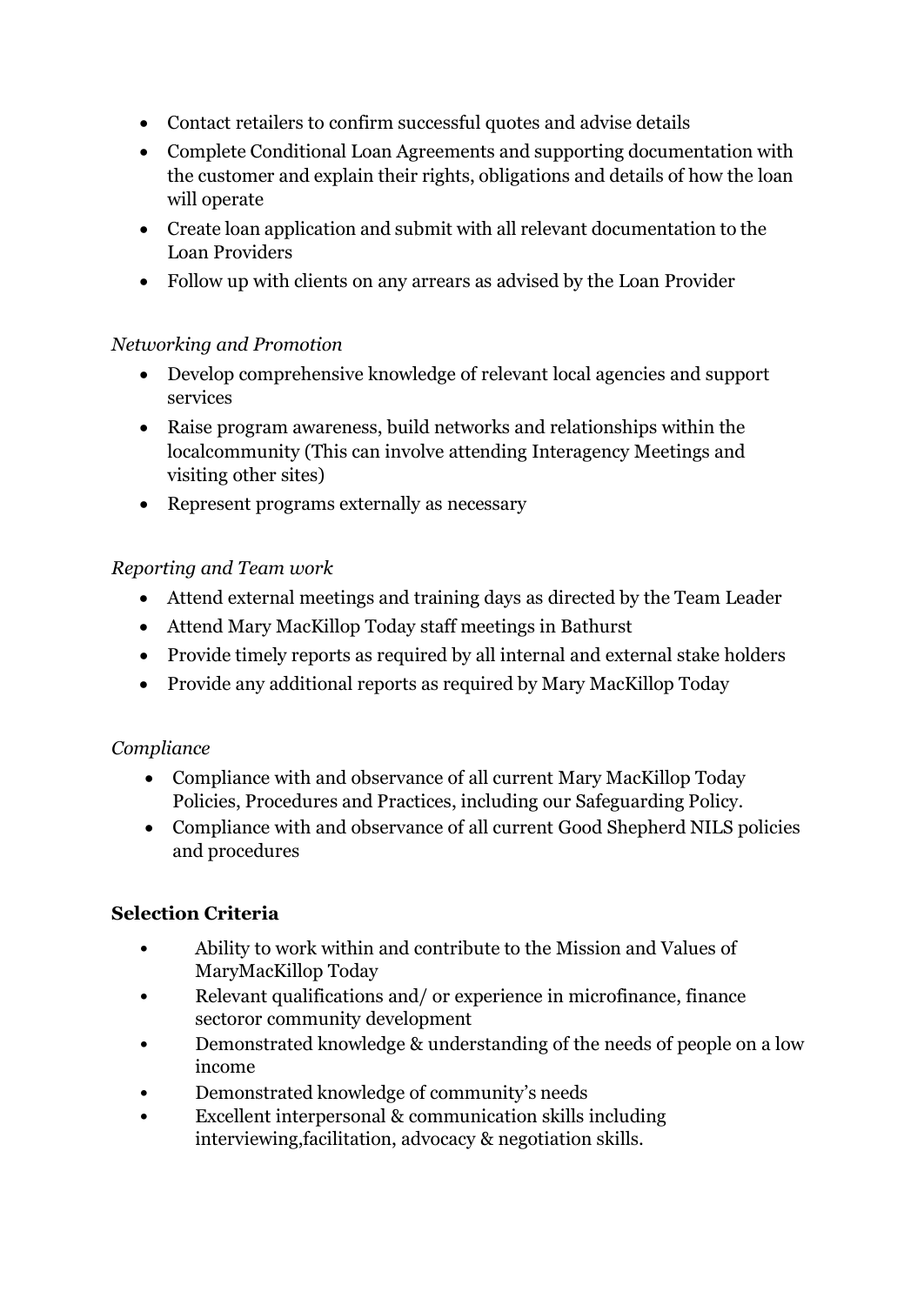- Contact retailers to confirm successful quotes and advise details
- Complete Conditional Loan Agreements and supporting documentation with the customer and explain their rights, obligations and details of how the loan will operate
- Create loan application and submit with all relevant documentation to the Loan Providers
- Follow up with clients on any arrears as advised by the Loan Provider

*Networking and Promotion*

- Develop comprehensive knowledge of relevant local agencies and support services
- Raise program awareness, build networks and relationships within the localcommunity (This can involve attending Interagency Meetings and visiting other sites)
- Represent programs externally as necessary

*Reporting and Team work*

- Attend external meetings and training days as directed by the Team Leader
- Attend Mary MacKillop Today staff meetings in Bathurst
- Provide timely reports as required by all internal and external stake holders
- Provide any additional reports as required by Mary MacKillop Today

*Compliance*

- Compliance with and observance of all current Mary MacKillop Today Policies, Procedures and Practices, including our Safeguarding Policy.
- Compliance with and observance of all current Good Shepherd NILS policies and procedures

**Selection Criteria**

- Ability to work within and contribute to the Mission and Values of MaryMacKillop Today
- Relevant qualifications and/ or experience in microfinance, finance sectoror community development
- Demonstrated knowledge & understanding of the needs of people on a low income
- Demonstrated knowledge of community's needs
- Excellent interpersonal & communication skills including interviewing,facilitation, advocacy & negotiation skills.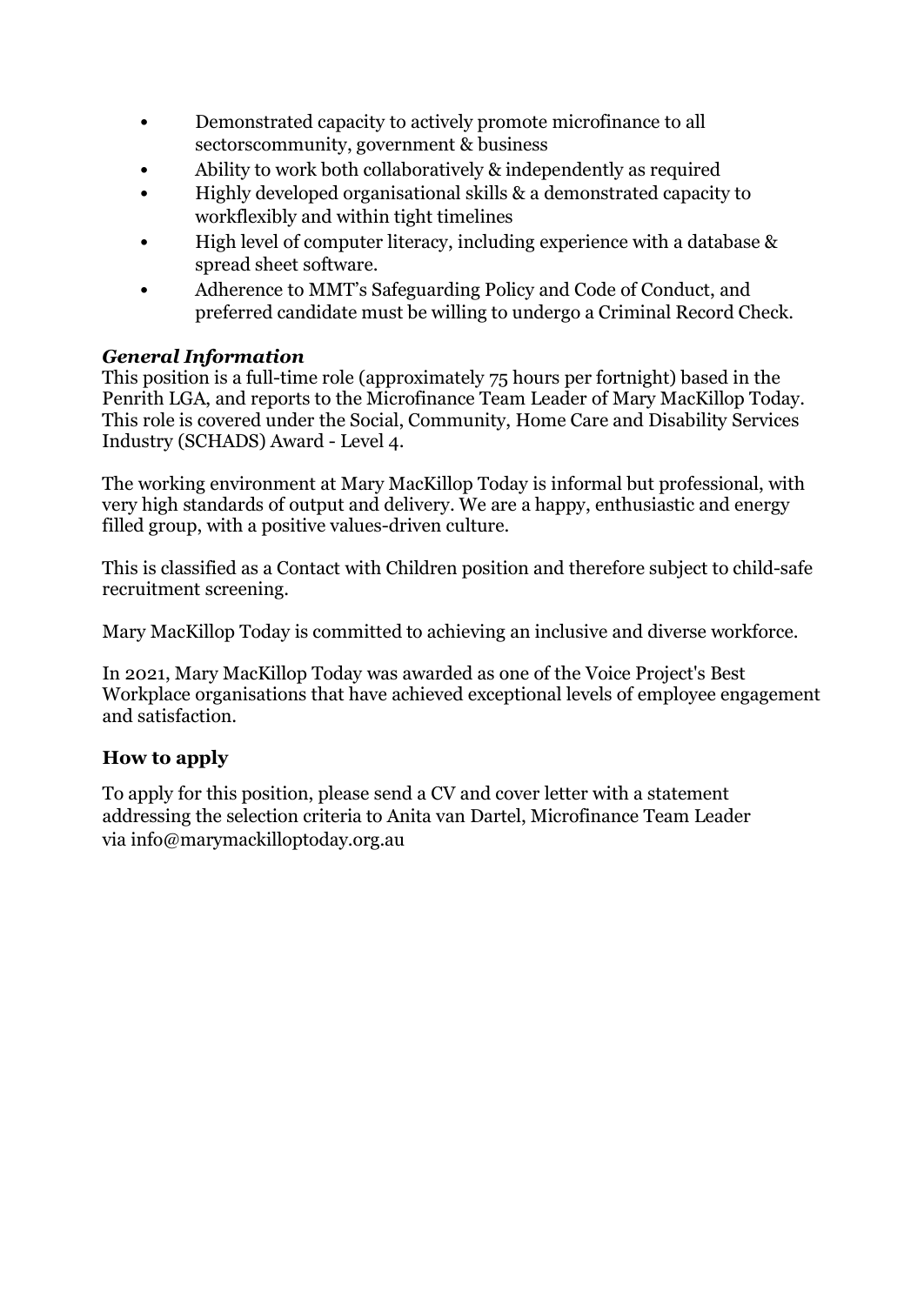- Demonstrated capacity to actively promote microfinance to all sectorscommunity, government & business
- Ability to work both collaboratively & independently as required
- Highly developed organisational skills & a demonstrated capacity to workflexibly and within tight timelines
- High level of computer literacy, including experience with a database & spread sheet software.
- Adherence to MMT's Safeguarding Policy and Code of Conduct, and preferred candidate must be willing to undergo a Criminal Record Check.

***General Information***

This position is a full-time role (approximately 75 hours per fortnight) based in the Penrith LGA, and reports to the Microfinance Team Leader of Mary MacKillop Today. This role is covered under the Social, Community, Home Care and Disability Services Industry (SCHADS) Award - Level 4.

The working environment at Mary MacKillop Today is informal but professional, with very high standards of output and delivery. We are a happy, enthusiastic and energy filled group, with a positive values-driven culture.

This is classified as a Contact with Children position and therefore subject to child-safe recruitment screening.

Mary MacKillop Today is committed to achieving an inclusive and diverse workforce.

In 2021, Mary MacKillop Today was awarded as one of the Voice Project's Best Workplace organisations that have achieved exceptional levels of employee engagement and satisfaction.

### How to apply

To apply for this position, please send a CV and cover letter with a statement addressing the selection criteria to Anita van Dartel, Microfinance Team Leader via info@marymackilloptoday.org.au